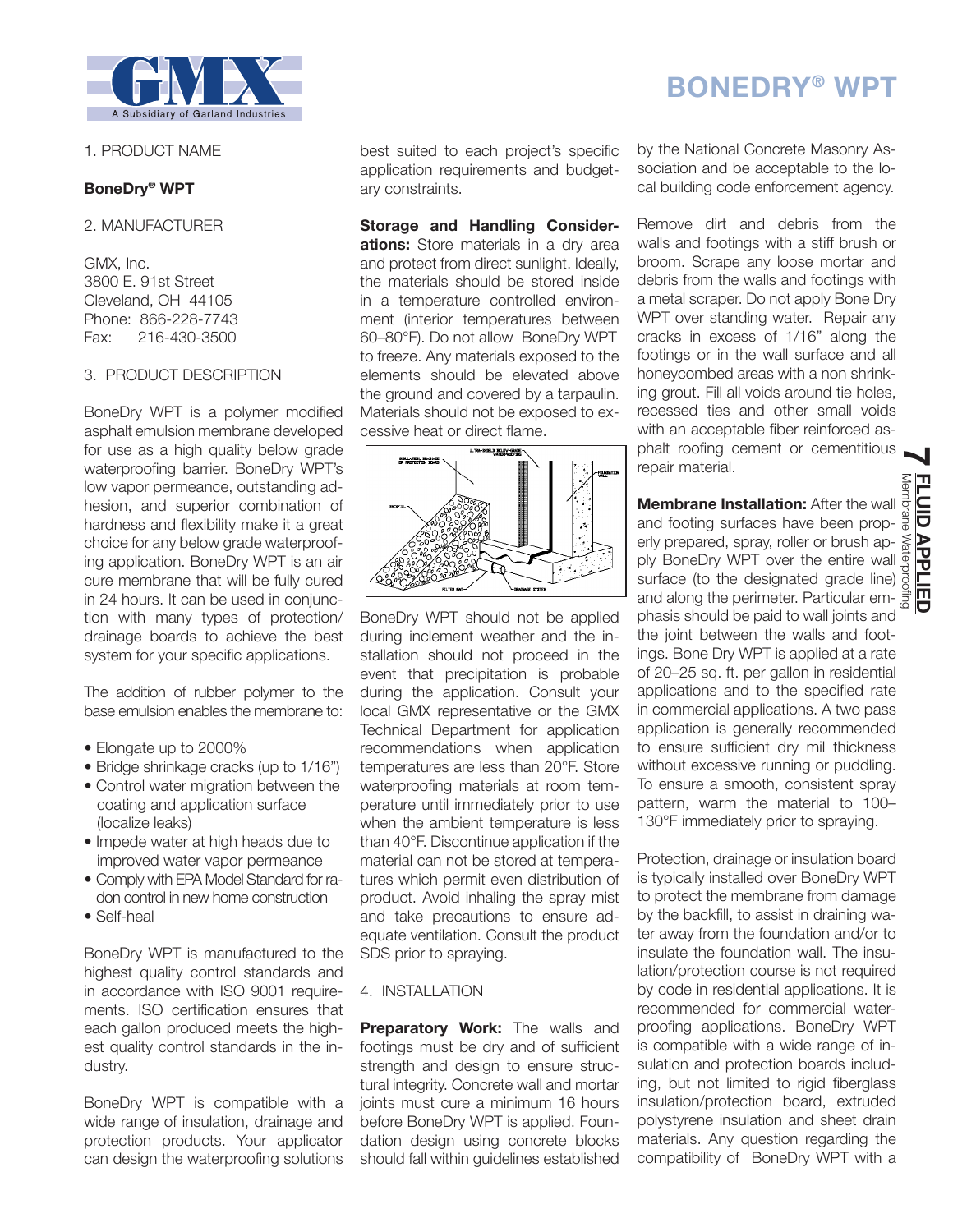# BONEDRY® WPT

1. PRODUCT NAME

**BoneDry® WPT**

2. MANUFACTURER

GMX, Inc.
3800 E. 91st Street
Cleveland, OH 44105
Phone: 866-228-7743
Fax: 216-430-3500

3. PRODUCT DESCRIPTION

BoneDry WPT is a polymer modified asphalt emulsion membrane developed for use as a high quality below grade waterproofing barrier. BoneDry WPT's low vapor permeance, outstanding adhesion, and superior combination of hardness and flexibility make it a great choice for any below grade waterproofing application. BoneDry WPT is an air cure membrane that will be fully cured in 24 hours. It can be used in conjunction with many types of protection/drainage boards to achieve the best system for your specific applications.

The addition of rubber polymer to the base emulsion enables the membrane to:

- Elongate up to 2000%
- Bridge shrinkage cracks (up to 1/16")
- Control water migration between the coating and application surface (localize leaks)
- Impede water at high heads due to improved water vapor permeance
- Comply with EPA Model Standard for radon control in new home construction
- Self-heal

BoneDry WPT is manufactured to the highest quality control standards and in accordance with ISO 9001 requirements. ISO certification ensures that each gallon produced meets the highest quality control standards in the industry.

BoneDry WPT is compatible with a wide range of insulation, drainage and protection products. Your applicator can design the waterproofing solutions best suited to each project's specific application requirements and budgetary constraints.

**Storage and Handling Considerations:** Store materials in a dry area and protect from direct sunlight. Ideally, the materials should be stored inside in a temperature controlled environment (interior temperatures between 60–80°F). Do not allow BoneDry WPT to freeze. Any materials exposed to the elements should be elevated above the ground and covered by a tarpaulin. Materials should not be exposed to excessive heat or direct flame.

BoneDry WPT should not be applied during inclement weather and the installation should not proceed in the event that precipitation is probable during the application. Consult your local GMX representative or the GMX Technical Department for application recommendations when application temperatures are less than 20°F. Store waterproofing materials at room temperature until immediately prior to use when the ambient temperature is less than 40°F. Discontinue application if the material can not be stored at temperatures which permit even distribution of product. Avoid inhaling the spray mist and take precautions to ensure adequate ventilation. Consult the product SDS prior to spraying.

4. INSTALLATION

**Preparatory Work:** The walls and footings must be dry and of sufficient strength and design to ensure structural integrity. Concrete wall and mortar joints must cure a minimum 16 hours before BoneDry WPT is applied. Foundation design using concrete blocks should fall within guidelines established by the National Concrete Masonry Association and be acceptable to the local building code enforcement agency.

Remove dirt and debris from the walls and footings with a stiff brush or broom. Scrape any loose mortar and debris from the walls and footings with a metal scraper. Do not apply Bone Dry WPT over standing water. Repair any cracks in excess of 1/16" along the footings or in the wall surface and all honeycombed areas with a non shrinking grout. Fill all voids around tie holes, recessed ties and other small voids with an acceptable fiber reinforced asphalt roofing cement or cementitious repair material.

**Membrane Installation:** After the wall and footing surfaces have been properly prepared, spray, roller or brush apply BoneDry WPT over the entire wall surface (to the designated grade line) and along the perimeter. Particular emphasis should be paid to wall joints and the joint between the walls and footings. Bone Dry WPT is applied at a rate of 20–25 sq. ft. per gallon in residential applications and to the specified rate in commercial applications. A two pass application is generally recommended to ensure sufficient dry mil thickness without excessive running or puddling. To ensure a smooth, consistent spray pattern, warm the material to 100–130°F immediately prior to spraying.

Protection, drainage or insulation board is typically installed over BoneDry WPT to protect the membrane from damage by the backfill, to assist in draining water away from the foundation and/or to insulate the foundation wall. The insulation/protection course is not required by code in residential applications. It is recommended for commercial waterproofing applications. BoneDry WPT is compatible with a wide range of insulation and protection boards including, but not limited to rigid fiberglass insulation/protection board, extruded polystyrene insulation and sheet drain materials. Any question regarding the compatibility of BoneDry WPT with a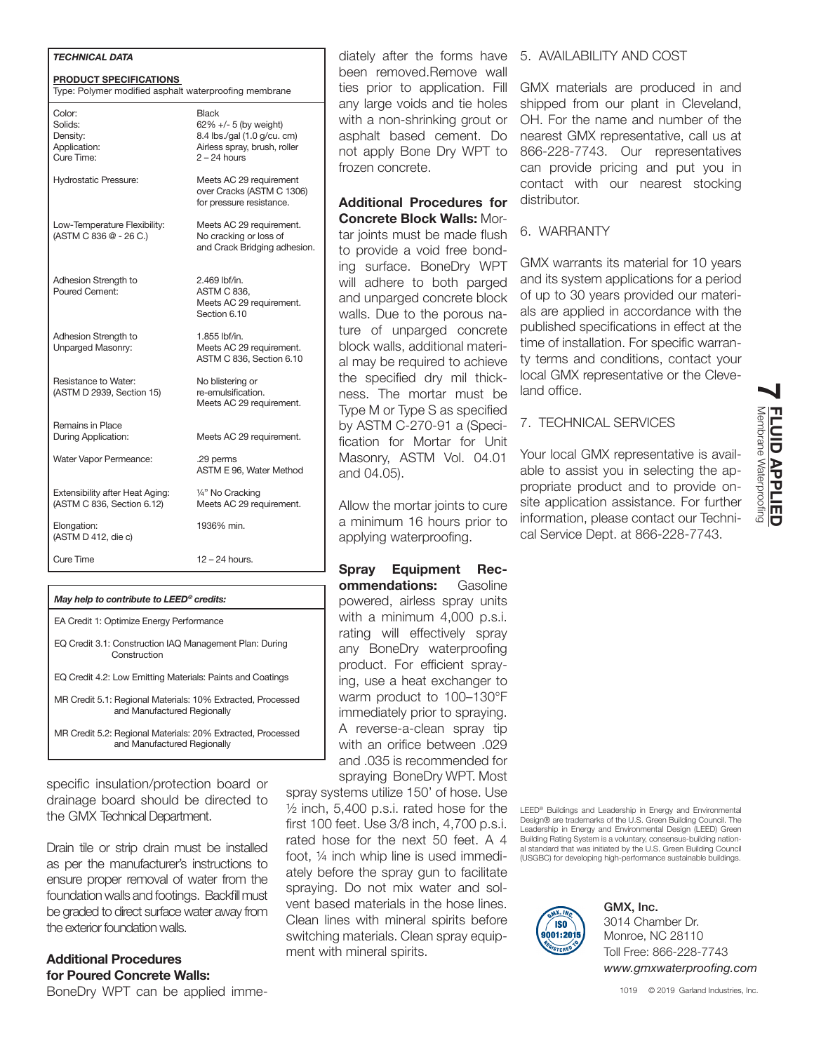***TECHNICAL DATA***

**PRODUCT SPECIFICATIONS**
Type: Polymer modified asphalt waterproofing membrane

| | |
|---|---|
| Color:<br>Solids:<br>Density:<br>Application:<br>Cure Time: | Black<br>62% +/- 5 (by weight)<br>8.4 lbs./gal (1.0 g/cu. cm)<br>Airless spray, brush, roller<br>2 – 24 hours |
| Hydrostatic Pressure: | Meets AC 29 requirement over Cracks (ASTM C 1306) for pressure resistance. |
| Low-Temperature Flexibility: (ASTM C 836 @ - 26 C.) | Meets AC 29 requirement. No cracking or loss of and Crack Bridging adhesion. |
| Adhesion Strength to Poured Cement: | 2.469 lbf/in. ASTM C 836, Meets AC 29 requirement. Section 6.10 |
| Adhesion Strength to Unparged Masonry: | 1.855 lbf/in. Meets AC 29 requirement. ASTM C 836, Section 6.10 |
| Resistance to Water: (ASTM D 2939, Section 15) | No blistering or re-emulsification. Meets AC 29 requirement. |
| Remains in Place During Application: | Meets AC 29 requirement. |
| Water Vapor Permeance: | .29 perms ASTM E 96, Water Method |
| Extensibility after Heat Aging: (ASTM C 836, Section 6.12) | ¼" No Cracking Meets AC 29 requirement. |
| Elongation: (ASTM D 412, die c) | 1936% min. |
| Cure Time | 12 – 24 hours. |

| ***May help to contribute to LEED® credits:*** |
|---|
| EA Credit 1: Optimize Energy Performance |
| EQ Credit 3.1: Construction IAQ Management Plan: During Construction |
| EQ Credit 4.2: Low Emitting Materials: Paints and Coatings |
| MR Credit 5.1: Regional Materials: 10% Extracted, Processed and Manufactured Regionally |
| MR Credit 5.2: Regional Materials: 20% Extracted, Processed and Manufactured Regionally |

specific insulation/protection board or drainage board should be directed to the GMX Technical Department.

Drain tile or strip drain must be installed as per the manufacturer's instructions to ensure proper removal of water from the foundation walls and footings. Backfill must be graded to direct surface water away from the exterior foundation walls.

**Additional Procedures for Poured Concrete Walls:**
BoneDry WPT can be applied immediately after the forms have been removed.Remove wall ties prior to application. Fill any large voids and tie holes with a non-shrinking grout or asphalt based cement. Do not apply Bone Dry WPT to frozen concrete.

**Additional Procedures for Concrete Block Walls:** Mortar joints must be made flush to provide a void free bonding surface. BoneDry WPT will adhere to both parged and unparged concrete block walls. Due to the porous nature of unparged concrete block walls, additional material may be required to achieve the specified dry mil thickness. The mortar must be Type M or Type S as specified by ASTM C-270-91 a (Specification for Mortar for Unit Masonry, ASTM Vol. 04.01 and 04.05).

Allow the mortar joints to cure a minimum 16 hours prior to applying waterproofing.

**Spray Equipment Recommendations:** Gasoline powered, airless spray units with a minimum 4,000 p.s.i. rating will effectively spray any BoneDry waterproofing product. For efficient spraying, use a heat exchanger to warm product to 100–130°F immediately prior to spraying. A reverse-a-clean spray tip with an orifice between .029 and .035 is recommended for spraying BoneDry WPT. Most spray systems utilize 150' of hose. Use ½ inch, 5,400 p.s.i. rated hose for the first 100 feet. Use 3/8 inch, 4,700 p.s.i. rated hose for the next 50 feet. A 4 foot, ¼ inch whip line is used immediately before the spray gun to facilitate spraying. Do not mix water and solvent based materials in the hose lines. Clean lines with mineral spirits before switching materials. Clean spray equipment with mineral spirits.

## 5. AVAILABILITY AND COST

GMX materials are produced in and shipped from our plant in Cleveland, OH. For the name and number of the nearest GMX representative, call us at 866-228-7743. Our representatives can provide pricing and put you in contact with our nearest stocking distributor.

## 6. WARRANTY

GMX warrants its material for 10 years and its system applications for a period of up to 30 years provided our materials are applied in accordance with the published specifications in effect at the time of installation. For specific warranty terms and conditions, contact your local GMX representative or the Cleveland office.

## 7. TECHNICAL SERVICES

Your local GMX representative is available to assist you in selecting the appropriate product and to provide onsite application assistance. For further information, please contact our Technical Service Dept. at 866-228-7743.

**7 FLUID APPLIED**
Membrane Waterproofing

LEED® Buildings and Leadership in Energy and Environmental Design® are trademarks of the U.S. Green Building Council. The Leadership in Energy and Environmental Design (LEED) Green Building Rating System is a voluntary, consensus-building national standard that was initiated by the U.S. Green Building Council (USGBC) for developing high-performance sustainable buildings.

GMX, INC. ISO 9001:2015 REGISTERED

**GMX, Inc.**
3014 Chamber Dr.
Monroe, NC 28110
Toll Free: 866-228-7743
*www.gmxwaterproofing.com*

1019 © 2019 Garland Industries, Inc.